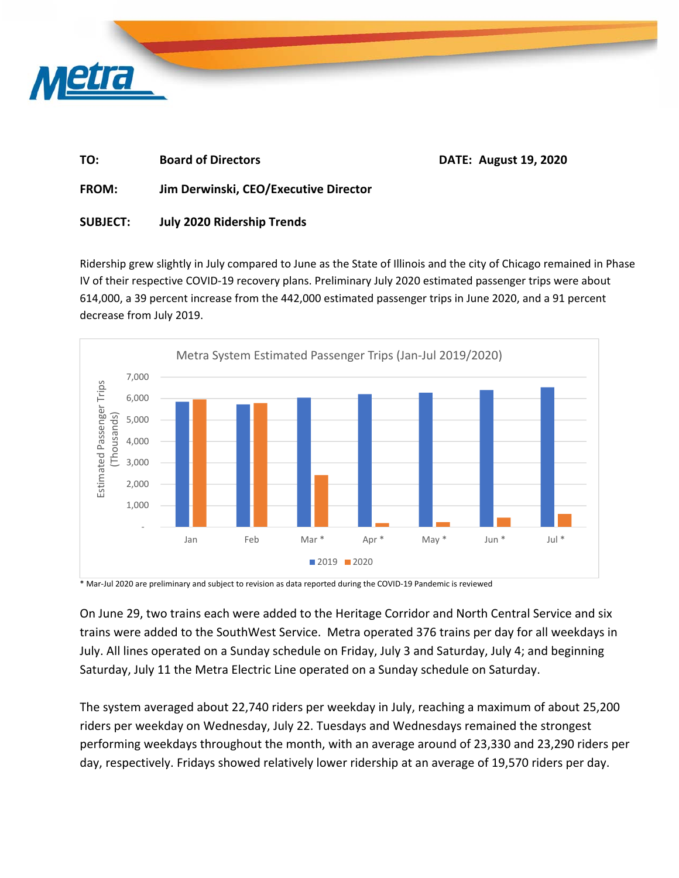TO: **Board of Directors** DATE: **August 19, 2020**

FROM: **Jim Derwinski, CEO/Executive Director**

SUBJECT: **July 2020 Ridership Trends**

Ridership grew slightly in July compared to June as the State of Illinois and the city of Chicago remained in Phase IV of their respective COVID-19 recovery plans. Preliminary July 2020 estimated passenger trips were about 614,000, a 39 percent increase from the 442,000 estimated passenger trips in June 2020, and a 91 percent decrease from July 2019.

Metra System Estimated Passenger Trips (Jan-Jul 2019/2020)

\* Mar-Jul 2020 are preliminary and subject to revision as data reported during the COVID-19 Pandemic is reviewed

On June 29, two trains each were added to the Heritage Corridor and North Central Service and six trains were added to the SouthWest Service. Metra operated 376 trains per day for all weekdays in July. All lines operated on a Sunday schedule on Friday, July 3 and Saturday, July 4; and beginning Saturday, July 11 the Metra Electric Line operated on a Sunday schedule on Saturday.

The system averaged about 22,740 riders per weekday in July, reaching a maximum of about 25,200 riders per weekday on Wednesday, July 22. Tuesdays and Wednesdays remained the strongest performing weekdays throughout the month, with an average around of 23,330 and 23,290 riders per day, respectively. Fridays showed relatively lower ridership at an average of 19,570 riders per day.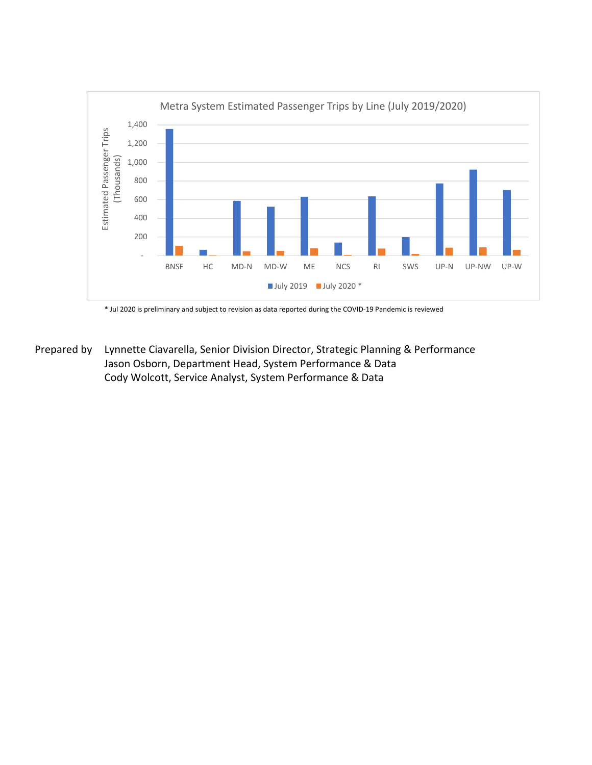Metra System Estimated Passenger Trips by Line (July 2019/2020)

Estimated Passenger Trips (Thousands)

1,400
1,200
1,000
800
600
400
200
-

BNSF HC MD-N MD-W ME NCS RI SWS UP-N UP-NW UP-W

July 2019 July 2020 *

* Jul 2020 is preliminary and subject to revision as data reported during the COVID-19 Pandemic is reviewed

Prepared by Lynnette Ciavarella, Senior Division Director, Strategic Planning & Performance
Jason Osborn, Department Head, System Performance & Data
Cody Wolcott, Service Analyst, System Performance & Data